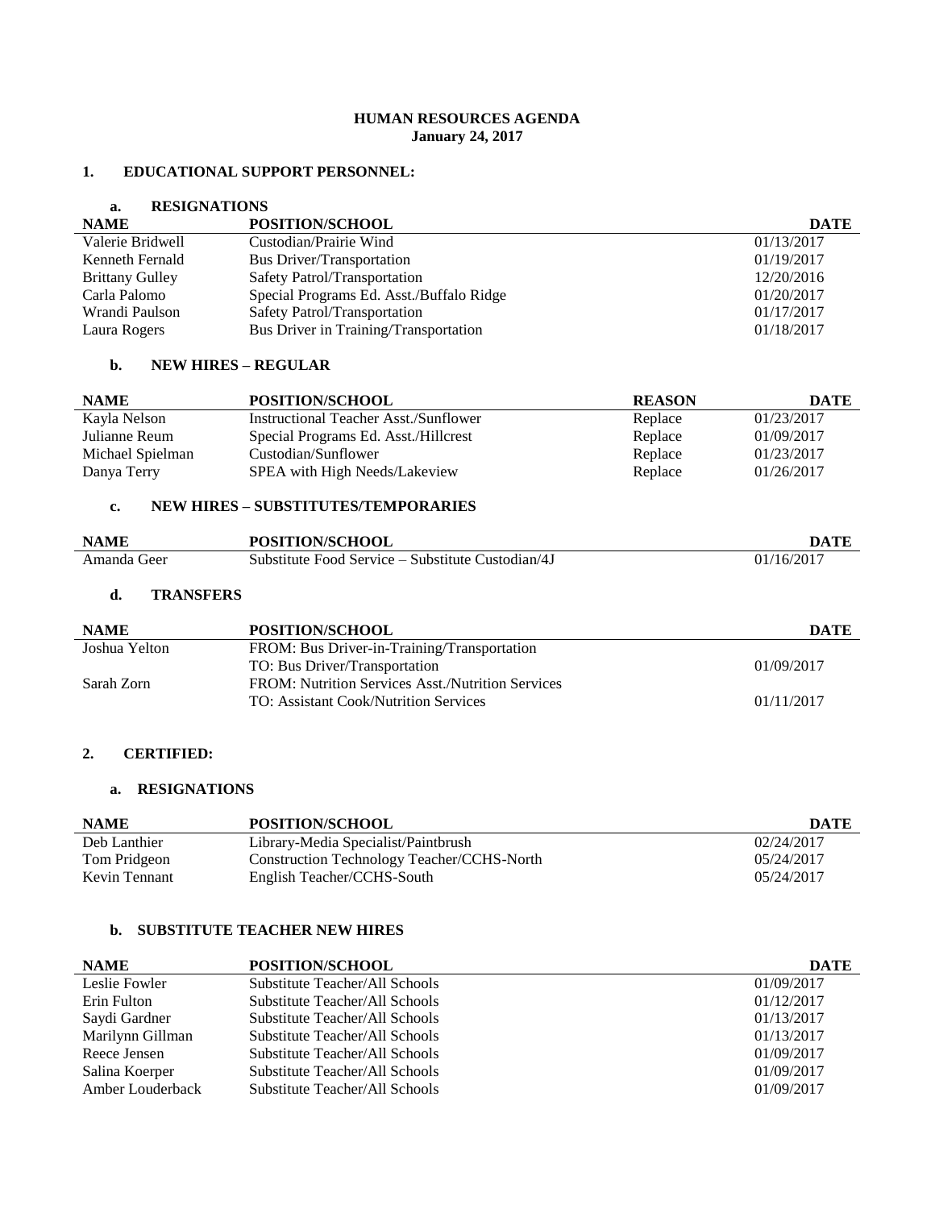**HUMAN RESOURCES AGENDA**
**January 24, 2017**

## 1. EDUCATIONAL SUPPORT PERSONNEL:

### a. RESIGNATIONS

| NAME | POSITION/SCHOOL | DATE |
|---|---|---|
| Valerie Bridwell | Custodian/Prairie Wind | 01/13/2017 |
| Kenneth Fernald | Bus Driver/Transportation | 01/19/2017 |
| Brittany Gulley | Safety Patrol/Transportation | 12/20/2016 |
| Carla Palomo | Special Programs Ed. Asst./Buffalo Ridge | 01/20/2017 |
| Wrandi Paulson | Safety Patrol/Transportation | 01/17/2017 |
| Laura Rogers | Bus Driver in Training/Transportation | 01/18/2017 |

### b. NEW HIRES – REGULAR

| NAME | POSITION/SCHOOL | REASON | DATE |
|---|---|---|---|
| Kayla Nelson | Instructional Teacher Asst./Sunflower | Replace | 01/23/2017 |
| Julianne Reum | Special Programs Ed. Asst./Hillcrest | Replace | 01/09/2017 |
| Michael Spielman | Custodian/Sunflower | Replace | 01/23/2017 |
| Danya Terry | SPEA with High Needs/Lakeview | Replace | 01/26/2017 |

### c. NEW HIRES – SUBSTITUTES/TEMPORARIES

| NAME | POSITION/SCHOOL | DATE |
|---|---|---|
| Amanda Geer | Substitute Food Service – Substitute Custodian/4J | 01/16/2017 |

### d. TRANSFERS

| NAME | POSITION/SCHOOL | DATE |
|---|---|---|
| Joshua Yelton | FROM: Bus Driver-in-Training/Transportation | |
| | TO: Bus Driver/Transportation | 01/09/2017 |
| Sarah Zorn | FROM: Nutrition Services Asst./Nutrition Services | |
| | TO: Assistant Cook/Nutrition Services | 01/11/2017 |

## 2. CERTIFIED:

### a. RESIGNATIONS

| NAME | POSITION/SCHOOL | DATE |
|---|---|---|
| Deb Lanthier | Library-Media Specialist/Paintbrush | 02/24/2017 |
| Tom Pridgeon | Construction Technology Teacher/CCHS-North | 05/24/2017 |
| Kevin Tennant | English Teacher/CCHS-South | 05/24/2017 |

### b. SUBSTITUTE TEACHER NEW HIRES

| NAME | POSITION/SCHOOL | DATE |
|---|---|---|
| Leslie Fowler | Substitute Teacher/All Schools | 01/09/2017 |
| Erin Fulton | Substitute Teacher/All Schools | 01/12/2017 |
| Saydi Gardner | Substitute Teacher/All Schools | 01/13/2017 |
| Marilynn Gillman | Substitute Teacher/All Schools | 01/13/2017 |
| Reece Jensen | Substitute Teacher/All Schools | 01/09/2017 |
| Salina Koerper | Substitute Teacher/All Schools | 01/09/2017 |
| Amber Louderback | Substitute Teacher/All Schools | 01/09/2017 |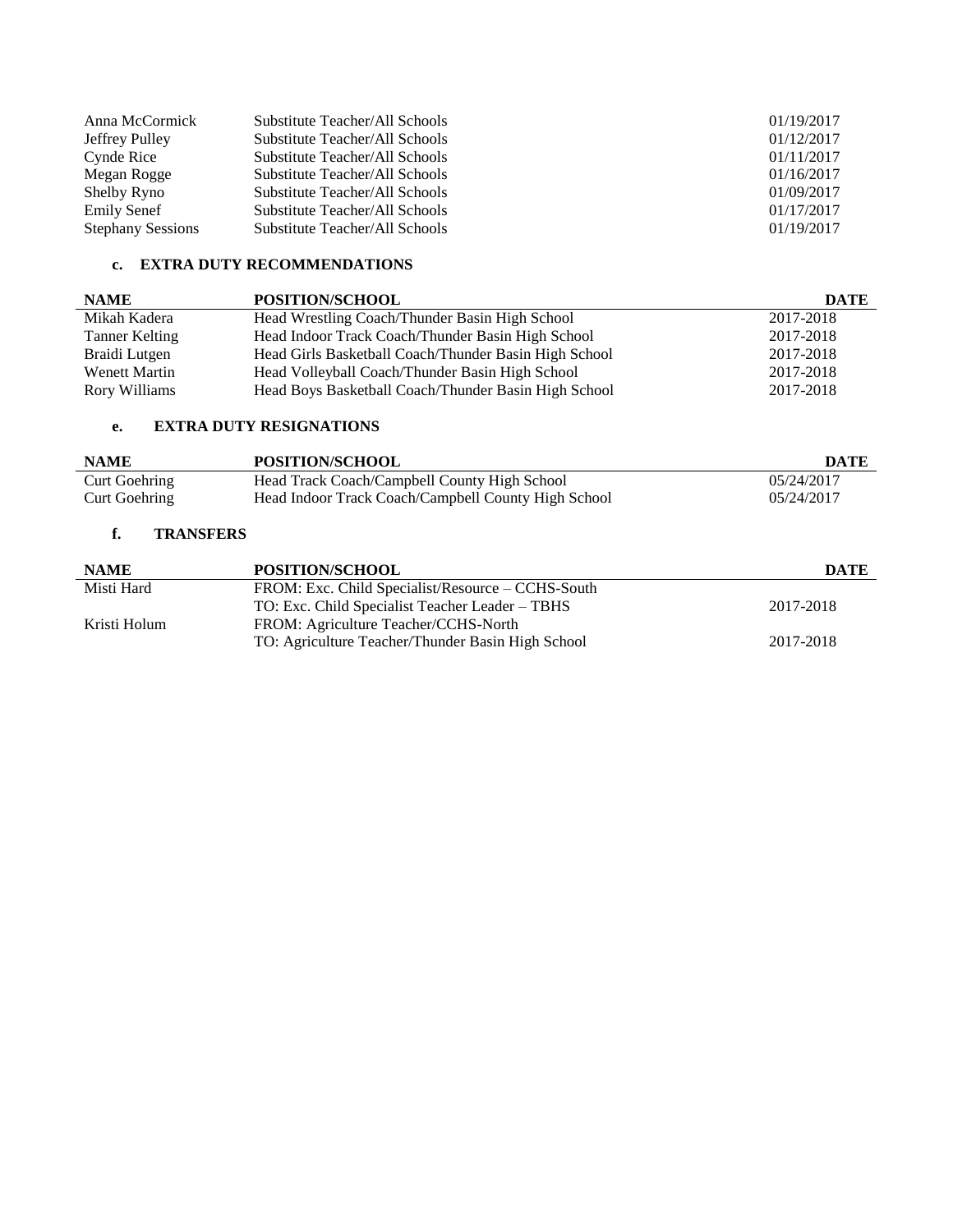| | | |
|---|---|---|
| Anna McCormick | Substitute Teacher/All Schools | 01/19/2017 |
| Jeffrey Pulley | Substitute Teacher/All Schools | 01/12/2017 |
| Cynde Rice | Substitute Teacher/All Schools | 01/11/2017 |
| Megan Rogge | Substitute Teacher/All Schools | 01/16/2017 |
| Shelby Ryno | Substitute Teacher/All Schools | 01/09/2017 |
| Emily Senef | Substitute Teacher/All Schools | 01/17/2017 |
| Stephany Sessions | Substitute Teacher/All Schools | 01/19/2017 |

**c. EXTRA DUTY RECOMMENDATIONS**

| NAME | POSITION/SCHOOL | DATE |
|---|---|---|
| Mikah Kadera | Head Wrestling Coach/Thunder Basin High School | 2017-2018 |
| Tanner Kelting | Head Indoor Track Coach/Thunder Basin High School | 2017-2018 |
| Braidi Lutgen | Head Girls Basketball Coach/Thunder Basin High School | 2017-2018 |
| Wenett Martin | Head Volleyball Coach/Thunder Basin High School | 2017-2018 |
| Rory Williams | Head Boys Basketball Coach/Thunder Basin High School | 2017-2018 |

**e. EXTRA DUTY RESIGNATIONS**

| NAME | POSITION/SCHOOL | DATE |
|---|---|---|
| Curt Goehring | Head Track Coach/Campbell County High School | 05/24/2017 |
| Curt Goehring | Head Indoor Track Coach/Campbell County High School | 05/24/2017 |

**f. TRANSFERS**

| NAME | POSITION/SCHOOL | DATE |
|---|---|---|
| Misti Hard | FROM: Exc. Child Specialist/Resource – CCHS-South | |
| | TO: Exc. Child Specialist Teacher Leader – TBHS | 2017-2018 |
| Kristi Holum | FROM: Agriculture Teacher/CCHS-North | |
| | TO: Agriculture Teacher/Thunder Basin High School | 2017-2018 |